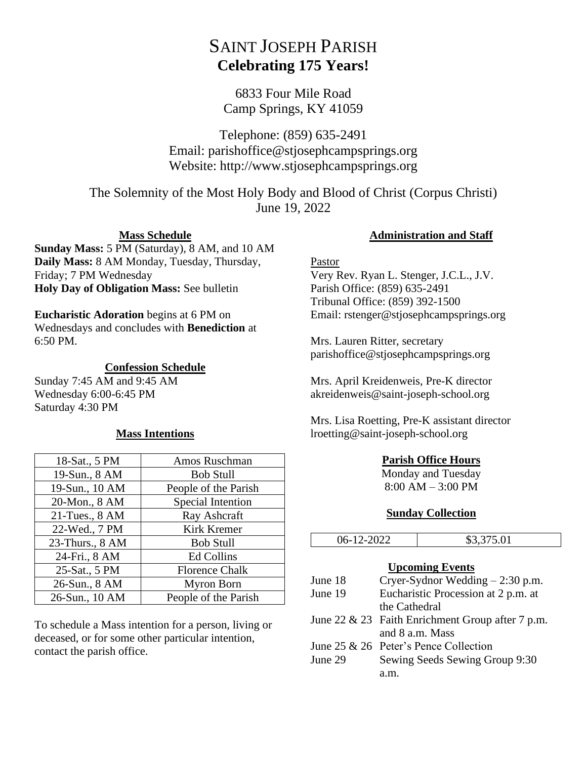# SAINT JOSEPH PARISH

**Celebrating 175 Years!**

6833 Four Mile Road
Camp Springs, KY 41059

Telephone: (859) 635-2491
Email: parishoffice@stjosephcampsprings.org
Website: http://www.stjosephcampsprings.org

The Solemnity of the Most Holy Body and Blood of Christ (Corpus Christi)
June 19, 2022

## Mass Schedule

**Sunday Mass:** 5 PM (Saturday), 8 AM, and 10 AM
**Daily Mass:** 8 AM Monday, Tuesday, Thursday, Friday; 7 PM Wednesday
**Holy Day of Obligation Mass:** See bulletin

**Eucharistic Adoration** begins at 6 PM on Wednesdays and concludes with **Benediction** at 6:50 PM.

## Confession Schedule

Sunday 7:45 AM and 9:45 AM
Wednesday 6:00-6:45 PM
Saturday 4:30 PM

## Mass Intentions

| | |
|---|---|
| 18-Sat., 5 PM | Amos Ruschman |
| 19-Sun., 8 AM | Bob Stull |
| 19-Sun., 10 AM | People of the Parish |
| 20-Mon., 8 AM | Special Intention |
| 21-Tues., 8 AM | Ray Ashcraft |
| 22-Wed., 7 PM | Kirk Kremer |
| 23-Thurs., 8 AM | Bob Stull |
| 24-Fri., 8 AM | Ed Collins |
| 25-Sat., 5 PM | Florence Chalk |
| 26-Sun., 8 AM | Myron Born |
| 26-Sun., 10 AM | People of the Parish |

To schedule a Mass intention for a person, living or deceased, or for some other particular intention, contact the parish office.

## Administration and Staff

Pastor
Very Rev. Ryan L. Stenger, J.C.L., J.V.
Parish Office: (859) 635-2491
Tribunal Office: (859) 392-1500
Email: rstenger@stjosephcampsprings.org

Mrs. Lauren Ritter, secretary
parishoffice@stjosephcampsprings.org

Mrs. April Kreidenweis, Pre-K director
akreidenweis@saint-joseph-school.org

Mrs. Lisa Roetting, Pre-K assistant director
lroetting@saint-joseph-school.org

## Parish Office Hours

Monday and Tuesday
8:00 AM – 3:00 PM

## Sunday Collection

| | |
|---|---|
| 06-12-2022 | $3,375.01 |

## Upcoming Events

| | |
|---|---|
| June 18 | Cryer-Sydnor Wedding – 2:30 p.m. |
| June 19 | Eucharistic Procession at 2 p.m. at the Cathedral |
| June 22 & 23 | Faith Enrichment Group after 7 p.m. and 8 a.m. Mass |
| June 25 & 26 | Peter's Pence Collection |
| June 29 | Sewing Seeds Sewing Group 9:30 a.m. |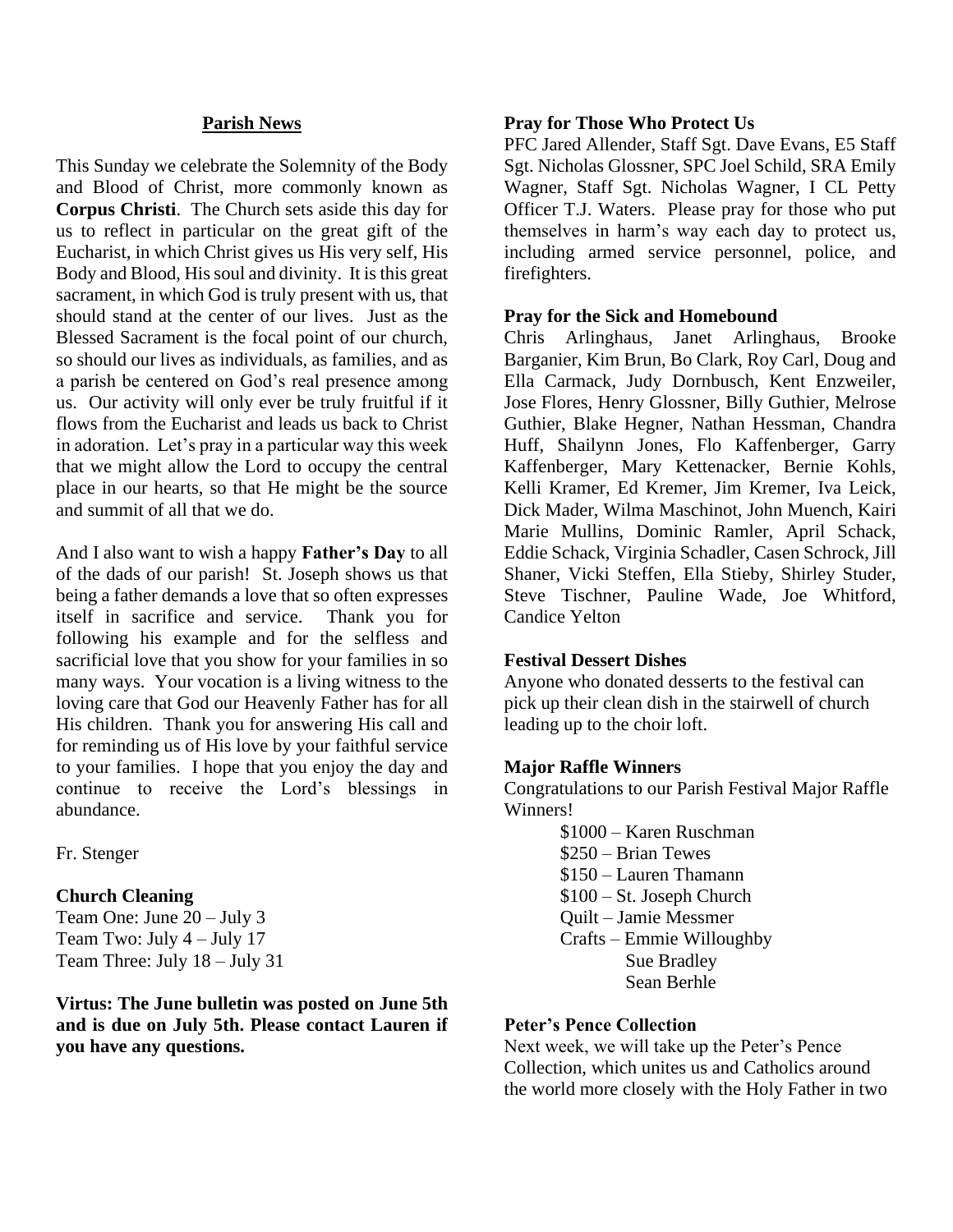## Parish News

This Sunday we celebrate the Solemnity of the Body and Blood of Christ, more commonly known as **Corpus Christi**. The Church sets aside this day for us to reflect in particular on the great gift of the Eucharist, in which Christ gives us His very self, His Body and Blood, His soul and divinity. It is this great sacrament, in which God is truly present with us, that should stand at the center of our lives. Just as the Blessed Sacrament is the focal point of our church, so should our lives as individuals, as families, and as a parish be centered on God's real presence among us. Our activity will only ever be truly fruitful if it flows from the Eucharist and leads us back to Christ in adoration. Let's pray in a particular way this week that we might allow the Lord to occupy the central place in our hearts, so that He might be the source and summit of all that we do.

And I also want to wish a happy **Father's Day** to all of the dads of our parish! St. Joseph shows us that being a father demands a love that so often expresses itself in sacrifice and service. Thank you for following his example and for the selfless and sacrificial love that you show for your families in so many ways. Your vocation is a living witness to the loving care that God our Heavenly Father has for all His children. Thank you for answering His call and for reminding us of His love by your faithful service to your families. I hope that you enjoy the day and continue to receive the Lord's blessings in abundance.

Fr. Stenger

**Church Cleaning**

Team One: June 20 – July 3
Team Two: July 4 – July 17
Team Three: July 18 – July 31

**Virtus: The June bulletin was posted on June 5th and is due on July 5th. Please contact Lauren if you have any questions.**

**Pray for Those Who Protect Us**

PFC Jared Allender, Staff Sgt. Dave Evans, E5 Staff Sgt. Nicholas Glossner, SPC Joel Schild, SRA Emily Wagner, Staff Sgt. Nicholas Wagner, I CL Petty Officer T.J. Waters. Please pray for those who put themselves in harm's way each day to protect us, including armed service personnel, police, and firefighters.

**Pray for the Sick and Homebound**

Chris Arlinghaus, Janet Arlinghaus, Brooke Barganier, Kim Brun, Bo Clark, Roy Carl, Doug and Ella Carmack, Judy Dornbusch, Kent Enzweiler, Jose Flores, Henry Glossner, Billy Guthier, Melrose Guthier, Blake Hegner, Nathan Hessman, Chandra Huff, Shailynn Jones, Flo Kaffenberger, Garry Kaffenberger, Mary Kettenacker, Bernie Kohls, Kelli Kramer, Ed Kremer, Jim Kremer, Iva Leick, Dick Mader, Wilma Maschinot, John Muench, Kairi Marie Mullins, Dominic Ramler, April Schack, Eddie Schack, Virginia Schadler, Casen Schrock, Jill Shaner, Vicki Steffen, Ella Stieby, Shirley Studer, Steve Tischner, Pauline Wade, Joe Whitford, Candice Yelton

**Festival Dessert Dishes**

Anyone who donated desserts to the festival can pick up their clean dish in the stairwell of church leading up to the choir loft.

**Major Raffle Winners**

Congratulations to our Parish Festival Major Raffle Winners!

$1000 – Karen Ruschman
$250 – Brian Tewes
$150 – Lauren Thamann
$100 – St. Joseph Church
Quilt – Jamie Messmer
Crafts – Emmie Willoughby
Sue Bradley
Sean Berhle

**Peter's Pence Collection**

Next week, we will take up the Peter's Pence Collection, which unites us and Catholics around the world more closely with the Holy Father in two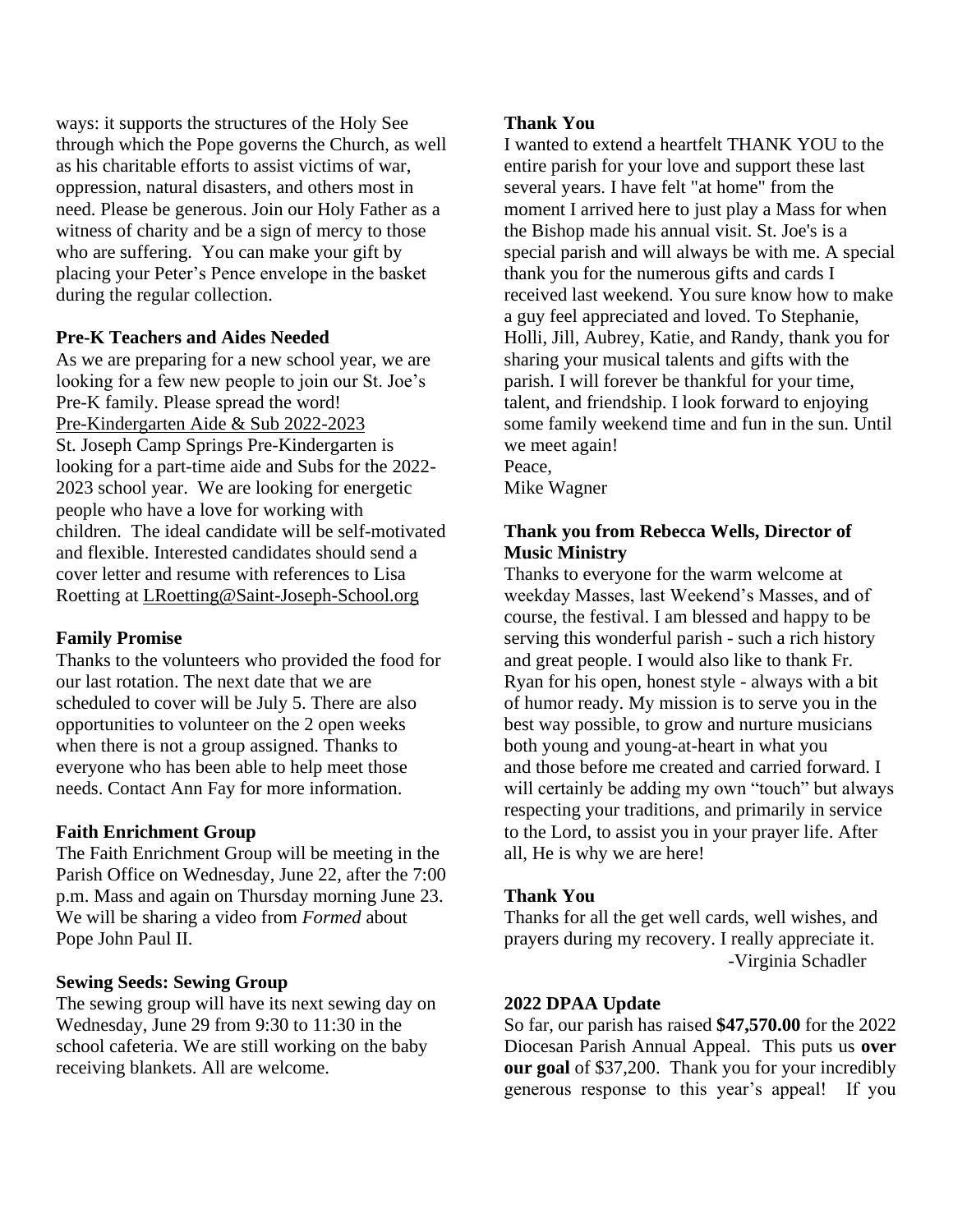ways: it supports the structures of the Holy See through which the Pope governs the Church, as well as his charitable efforts to assist victims of war, oppression, natural disasters, and others most in need. Please be generous. Join our Holy Father as a witness of charity and be a sign of mercy to those who are suffering. You can make your gift by placing your Peter's Pence envelope in the basket during the regular collection.

**Pre-K Teachers and Aides Needed**

As we are preparing for a new school year, we are looking for a few new people to join our St. Joe's Pre-K family. Please spread the word!

Pre-Kindergarten Aide & Sub 2022-2023

St. Joseph Camp Springs Pre-Kindergarten is looking for a part-time aide and Subs for the 2022-2023 school year. We are looking for energetic people who have a love for working with children. The ideal candidate will be self-motivated and flexible. Interested candidates should send a cover letter and resume with references to Lisa Roetting at LRoetting@Saint-Joseph-School.org

**Family Promise**

Thanks to the volunteers who provided the food for our last rotation. The next date that we are scheduled to cover will be July 5. There are also opportunities to volunteer on the 2 open weeks when there is not a group assigned. Thanks to everyone who has been able to help meet those needs. Contact Ann Fay for more information.

**Faith Enrichment Group**

The Faith Enrichment Group will be meeting in the Parish Office on Wednesday, June 22, after the 7:00 p.m. Mass and again on Thursday morning June 23. We will be sharing a video from *Formed* about Pope John Paul II.

**Sewing Seeds: Sewing Group**

The sewing group will have its next sewing day on Wednesday, June 29 from 9:30 to 11:30 in the school cafeteria. We are still working on the baby receiving blankets. All are welcome.

**Thank You**

I wanted to extend a heartfelt THANK YOU to the entire parish for your love and support these last several years. I have felt "at home" from the moment I arrived here to just play a Mass for when the Bishop made his annual visit. St. Joe's is a special parish and will always be with me. A special thank you for the numerous gifts and cards I received last weekend. You sure know how to make a guy feel appreciated and loved. To Stephanie, Holli, Jill, Aubrey, Katie, and Randy, thank you for sharing your musical talents and gifts with the parish. I will forever be thankful for your time, talent, and friendship. I look forward to enjoying some family weekend time and fun in the sun. Until we meet again!

Peace,

Mike Wagner

**Thank you from Rebecca Wells, Director of Music Ministry**

Thanks to everyone for the warm welcome at weekday Masses, last Weekend's Masses, and of course, the festival. I am blessed and happy to be serving this wonderful parish - such a rich history and great people. I would also like to thank Fr. Ryan for his open, honest style - always with a bit of humor ready. My mission is to serve you in the best way possible, to grow and nurture musicians both young and young-at-heart in what you and those before me created and carried forward. I will certainly be adding my own "touch" but always respecting your traditions, and primarily in service to the Lord, to assist you in your prayer life. After all, He is why we are here!

**Thank You**

Thanks for all the get well cards, well wishes, and prayers during my recovery. I really appreciate it.

-Virginia Schadler

**2022 DPAA Update**

So far, our parish has raised **$47,570.00** for the 2022 Diocesan Parish Annual Appeal. This puts us **over our goal** of $37,200. Thank you for your incredibly generous response to this year's appeal! If you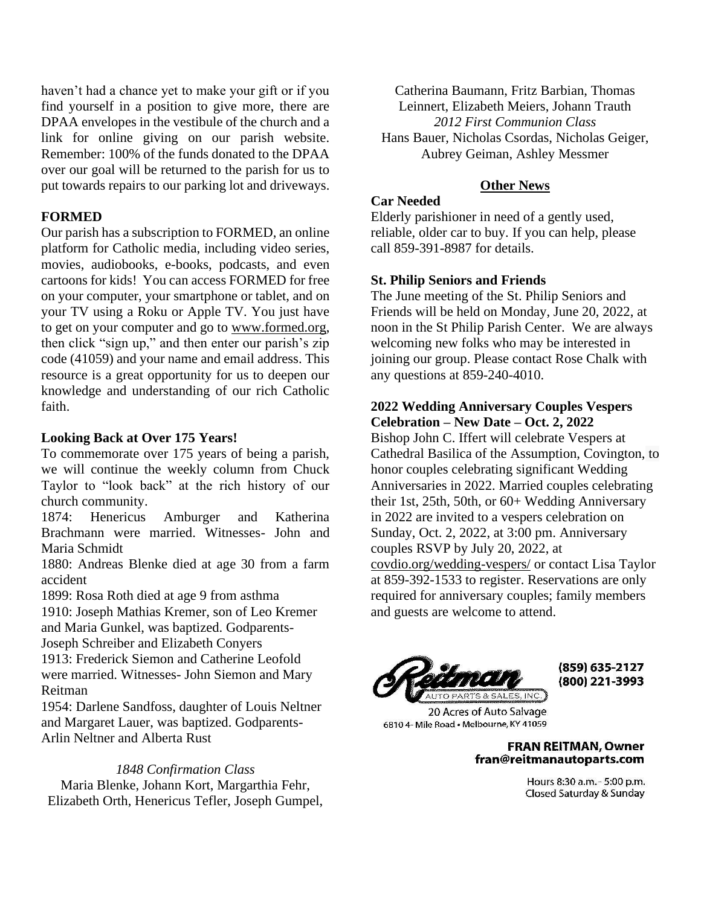haven't had a chance yet to make your gift or if you find yourself in a position to give more, there are DPAA envelopes in the vestibule of the church and a link for online giving on our parish website. Remember: 100% of the funds donated to the DPAA over our goal will be returned to the parish for us to put towards repairs to our parking lot and driveways.

**FORMED**

Our parish has a subscription to FORMED, an online platform for Catholic media, including video series, movies, audiobooks, e-books, podcasts, and even cartoons for kids! You can access FORMED for free on your computer, your smartphone or tablet, and on your TV using a Roku or Apple TV. You just have to get on your computer and go to www.formed.org, then click "sign up," and then enter our parish's zip code (41059) and your name and email address. This resource is a great opportunity for us to deepen our knowledge and understanding of our rich Catholic faith.

**Looking Back at Over 175 Years!**

To commemorate over 175 years of being a parish, we will continue the weekly column from Chuck Taylor to "look back" at the rich history of our church community.

1874: Henericus Amburger and Katherina Brachmann were married. Witnesses- John and Maria Schmidt

1880: Andreas Blenke died at age 30 from a farm accident

1899: Rosa Roth died at age 9 from asthma

1910: Joseph Mathias Kremer, son of Leo Kremer and Maria Gunkel, was baptized. Godparents- Joseph Schreiber and Elizabeth Conyers

1913: Frederick Siemon and Catherine Leofold were married. Witnesses- John Siemon and Mary Reitman

1954: Darlene Sandfoss, daughter of Louis Neltner and Margaret Lauer, was baptized. Godparents- Arlin Neltner and Alberta Rust

*1848 Confirmation Class*

Maria Blenke, Johann Kort, Margarthia Fehr, Elizabeth Orth, Henericus Tefler, Joseph Gumpel, Catherina Baumann, Fritz Barbian, Thomas Leinnert, Elizabeth Meiers, Johann Trauth

*2012 First Communion Class*

Hans Bauer, Nicholas Csordas, Nicholas Geiger, Aubrey Geiman, Ashley Messmer

## Other News

**Car Needed**

Elderly parishioner in need of a gently used, reliable, older car to buy. If you can help, please call 859-391-8987 for details.

**St. Philip Seniors and Friends**

The June meeting of the St. Philip Seniors and Friends will be held on Monday, June 20, 2022, at noon in the St Philip Parish Center. We are always welcoming new folks who may be interested in joining our group. Please contact Rose Chalk with any questions at 859-240-4010.

**2022 Wedding Anniversary Couples Vespers Celebration – New Date – Oct. 2, 2022**

Bishop John C. Iffert will celebrate Vespers at Cathedral Basilica of the Assumption, Covington, to honor couples celebrating significant Wedding Anniversaries in 2022. Married couples celebrating their 1st, 25th, 50th, or 60+ Wedding Anniversary in 2022 are invited to a vespers celebration on Sunday, Oct. 2, 2022, at 3:00 pm. Anniversary couples RSVP by July 20, 2022, at covdio.org/wedding-vespers/ or contact Lisa Taylor at 859-392-1533 to register. Reservations are only required for anniversary couples; family members and guests are welcome to attend.

Reitman AUTO PARTS & SALES, INC.

(859) 635-2127
(800) 221-3993

20 Acres of Auto Salvage
6810 4- Mile Road • Melbourne, KY 41059

**FRAN REITMAN, Owner**
**fran@reitmanautoparts.com**

Hours 8:30 a.m. - 5:00 p.m.
Closed Saturday & Sunday